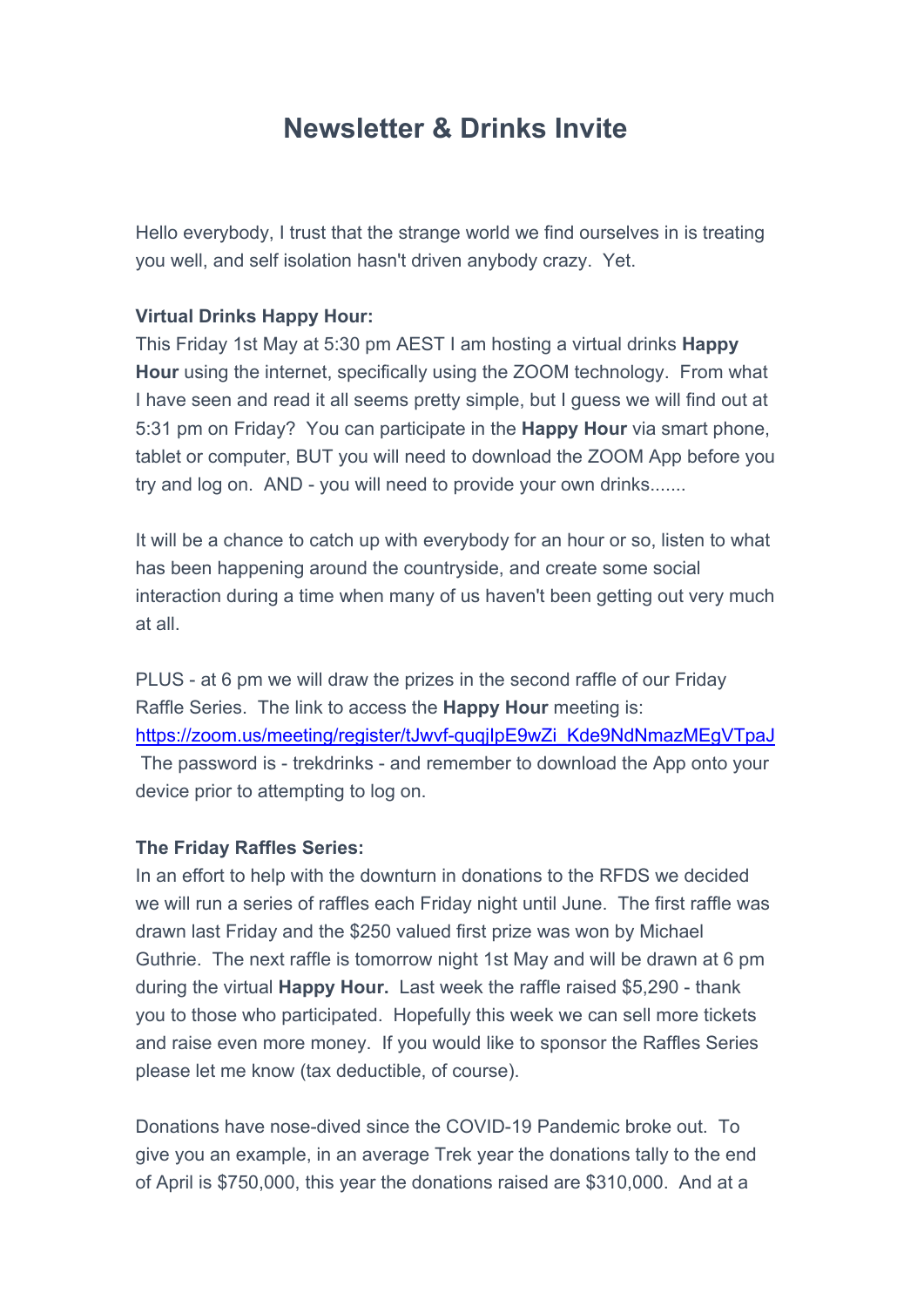# Newsletter & Drinks Invite

Hello everybody, I trust that the strange world we find ourselves in is treating you well, and self isolation hasn't driven anybody crazy. Yet.

**Virtual Drinks Happy Hour:**
This Friday 1st May at 5:30 pm AEST I am hosting a virtual drinks **Happy Hour** using the internet, specifically using the ZOOM technology. From what I have seen and read it all seems pretty simple, but I guess we will find out at 5:31 pm on Friday? You can participate in the **Happy Hour** via smart phone, tablet or computer, BUT you will need to download the ZOOM App before you try and log on. AND - you will need to provide your own drinks.......

It will be a chance to catch up with everybody for an hour or so, listen to what has been happening around the countryside, and create some social interaction during a time when many of us haven't been getting out very much at all.

PLUS - at 6 pm we will draw the prizes in the second raffle of our Friday Raffle Series. The link to access the **Happy Hour** meeting is: [https://zoom.us/meeting/register/tJwvf-quqjIpE9wZi_Kde9NdNmazMEgVTpaJ](https://zoom.us/meeting/register/tJwvf-quqjIpE9wZi_Kde9NdNmazMEgVTpaJ) The password is - trekdrinks - and remember to download the App onto your device prior to attempting to log on.

**The Friday Raffles Series:**
In an effort to help with the downturn in donations to the RFDS we decided we will run a series of raffles each Friday night until June. The first raffle was drawn last Friday and the $250 valued first prize was won by Michael Guthrie. The next raffle is tomorrow night 1st May and will be drawn at 6 pm during the virtual **Happy Hour.** Last week the raffle raised $5,290 - thank you to those who participated. Hopefully this week we can sell more tickets and raise even more money. If you would like to sponsor the Raffles Series please let me know (tax deductible, of course).

Donations have nose-dived since the COVID-19 Pandemic broke out. To give you an example, in an average Trek year the donations tally to the end of April is $750,000, this year the donations raised are $310,000. And at a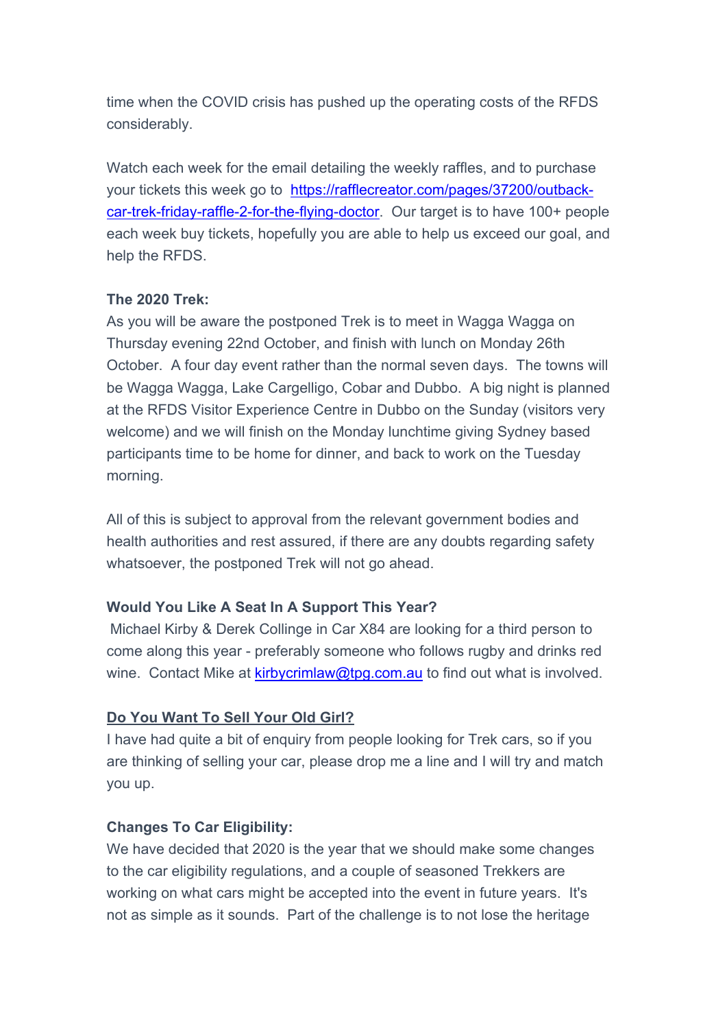time when the COVID crisis has pushed up the operating costs of the RFDS considerably.

Watch each week for the email detailing the weekly raffles, and to purchase your tickets this week go to [https://rafflecreator.com/pages/37200/outback-car-trek-friday-raffle-2-for-the-flying-doctor](https://rafflecreator.com/pages/37200/outback-car-trek-friday-raffle-2-for-the-flying-doctor). Our target is to have 100+ people each week buy tickets, hopefully you are able to help us exceed our goal, and help the RFDS.

**The 2020 Trek:**
As you will be aware the postponed Trek is to meet in Wagga Wagga on Thursday evening 22nd October, and finish with lunch on Monday 26th October. A four day event rather than the normal seven days. The towns will be Wagga Wagga, Lake Cargelligo, Cobar and Dubbo. A big night is planned at the RFDS Visitor Experience Centre in Dubbo on the Sunday (visitors very welcome) and we will finish on the Monday lunchtime giving Sydney based participants time to be home for dinner, and back to work on the Tuesday morning.

All of this is subject to approval from the relevant government bodies and health authorities and rest assured, if there are any doubts regarding safety whatsoever, the postponed Trek will not go ahead.

**Would You Like A Seat In A Support This Year?**
Michael Kirby & Derek Collinge in Car X84 are looking for a third person to come along this year - preferably someone who follows rugby and drinks red wine. Contact Mike at [kirbycrimlaw@tpg.com.au](mailto:kirbycrimlaw@tpg.com.au) to find out what is involved.

**Do You Want To Sell Your Old Girl?**
I have had quite a bit of enquiry from people looking for Trek cars, so if you are thinking of selling your car, please drop me a line and I will try and match you up.

**Changes To Car Eligibility:**
We have decided that 2020 is the year that we should make some changes to the car eligibility regulations, and a couple of seasoned Trekkers are working on what cars might be accepted into the event in future years. It's not as simple as it sounds. Part of the challenge is to not lose the heritage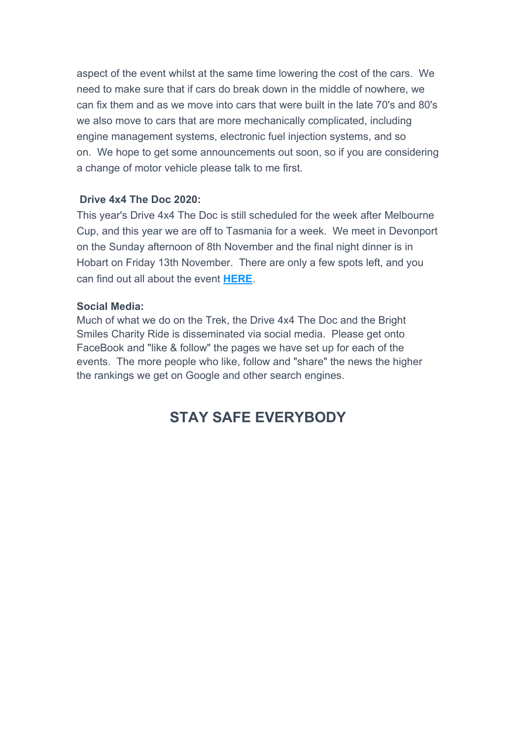aspect of the event whilst at the same time lowering the cost of the cars. We need to make sure that if cars do break down in the middle of nowhere, we can fix them and as we move into cars that were built in the late 70's and 80's we also move to cars that are more mechanically complicated, including engine management systems, electronic fuel injection systems, and so on. We hope to get some announcements out soon, so if you are considering a change of motor vehicle please talk to me first.

**Drive 4x4 The Doc 2020:**
This year's Drive 4x4 The Doc is still scheduled for the week after Melbourne Cup, and this year we are off to Tasmania for a week. We meet in Devonport on the Sunday afternoon of 8th November and the final night dinner is in Hobart on Friday 13th November. There are only a few spots left, and you can find out all about the event **HERE**.

**Social Media:**
Much of what we do on the Trek, the Drive 4x4 The Doc and the Bright Smiles Charity Ride is disseminated via social media. Please get onto FaceBook and "like & follow" the pages we have set up for each of the events. The more people who like, follow and "share" the news the higher the rankings we get on Google and other search engines.

## STAY SAFE EVERYBODY